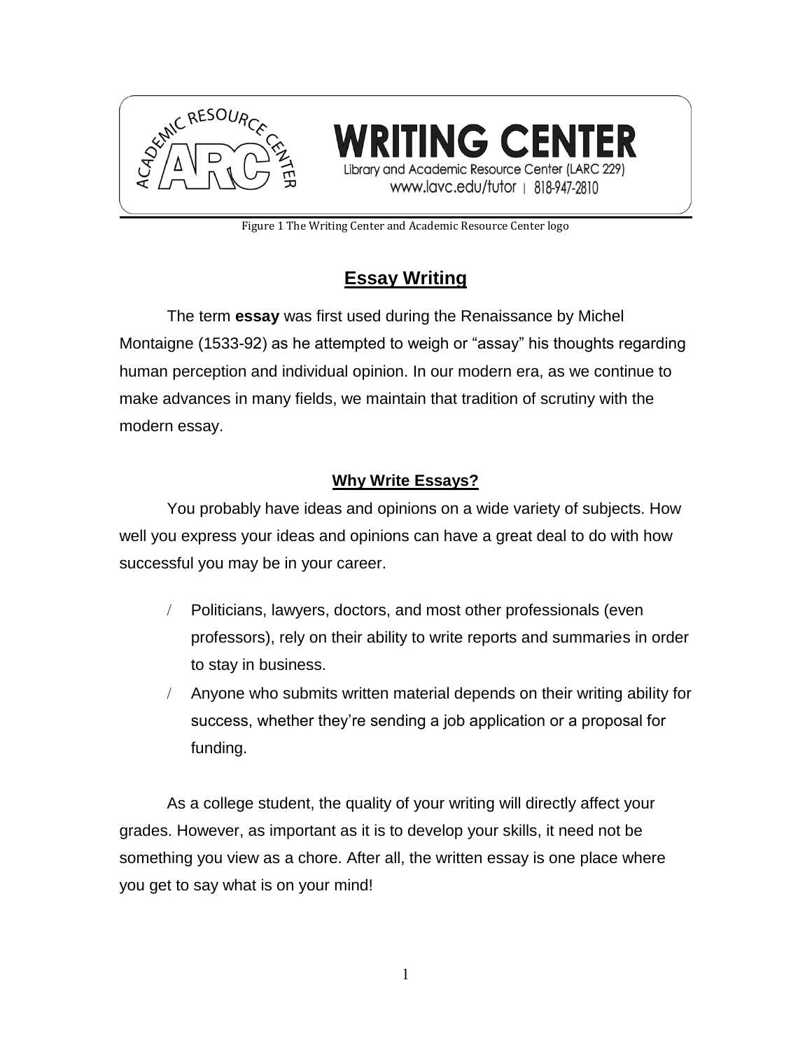WRITING CENTER
Library and Academic Resource Center (LARC 229)
www.lavc.edu/tutor | 818-947-2810

Figure 1 The Writing Center and Academic Resource Center logo

# Essay Writing

The term **essay** was first used during the Renaissance by Michel Montaigne (1533-92) as he attempted to weigh or "assay" his thoughts regarding human perception and individual opinion. In our modern era, as we continue to make advances in many fields, we maintain that tradition of scrutiny with the modern essay.

## Why Write Essays?

You probably have ideas and opinions on a wide variety of subjects. How well you express your ideas and opinions can have a great deal to do with how successful you may be in your career.

- Politicians, lawyers, doctors, and most other professionals (even professors), rely on their ability to write reports and summaries in order to stay in business.
- Anyone who submits written material depends on their writing ability for success, whether they're sending a job application or a proposal for funding.

As a college student, the quality of your writing will directly affect your grades. However, as important as it is to develop your skills, it need not be something you view as a chore. After all, the written essay is one place where you get to say what is on your mind!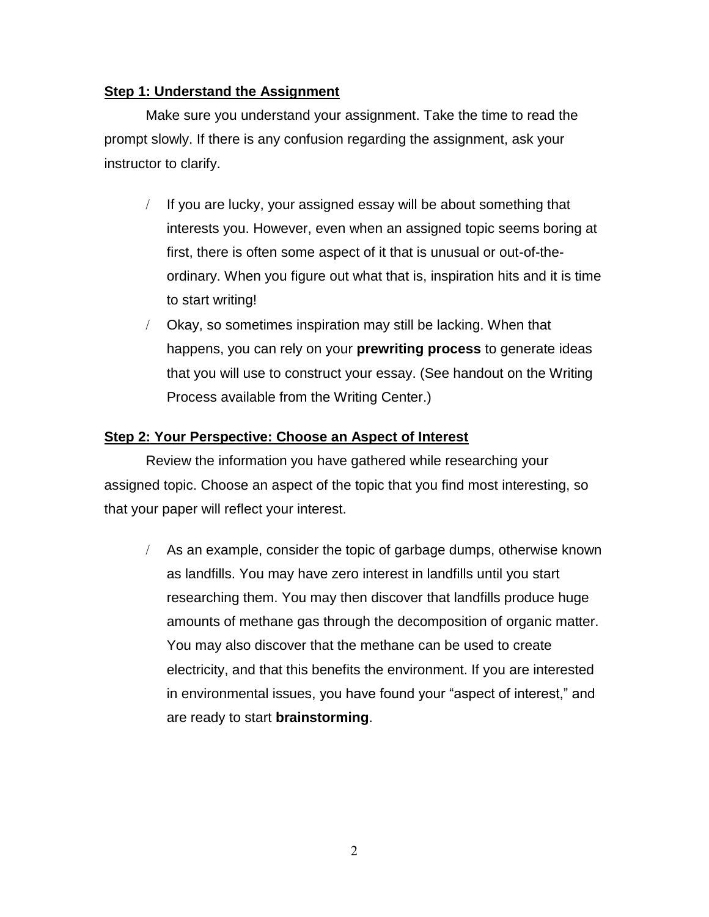**Step 1: Understand the Assignment**

Make sure you understand your assignment. Take the time to read the prompt slowly. If there is any confusion regarding the assignment, ask your instructor to clarify.

- If you are lucky, your assigned essay will be about something that interests you. However, even when an assigned topic seems boring at first, there is often some aspect of it that is unusual or out-of-the-ordinary. When you figure out what that is, inspiration hits and it is time to start writing!
- Okay, so sometimes inspiration may still be lacking. When that happens, you can rely on your **prewriting process** to generate ideas that you will use to construct your essay. (See handout on the Writing Process available from the Writing Center.)

**Step 2: Your Perspective: Choose an Aspect of Interest**

Review the information you have gathered while researching your assigned topic. Choose an aspect of the topic that you find most interesting, so that your paper will reflect your interest.

- As an example, consider the topic of garbage dumps, otherwise known as landfills. You may have zero interest in landfills until you start researching them. You may then discover that landfills produce huge amounts of methane gas through the decomposition of organic matter. You may also discover that the methane can be used to create electricity, and that this benefits the environment. If you are interested in environmental issues, you have found your "aspect of interest," and are ready to start **brainstorming**.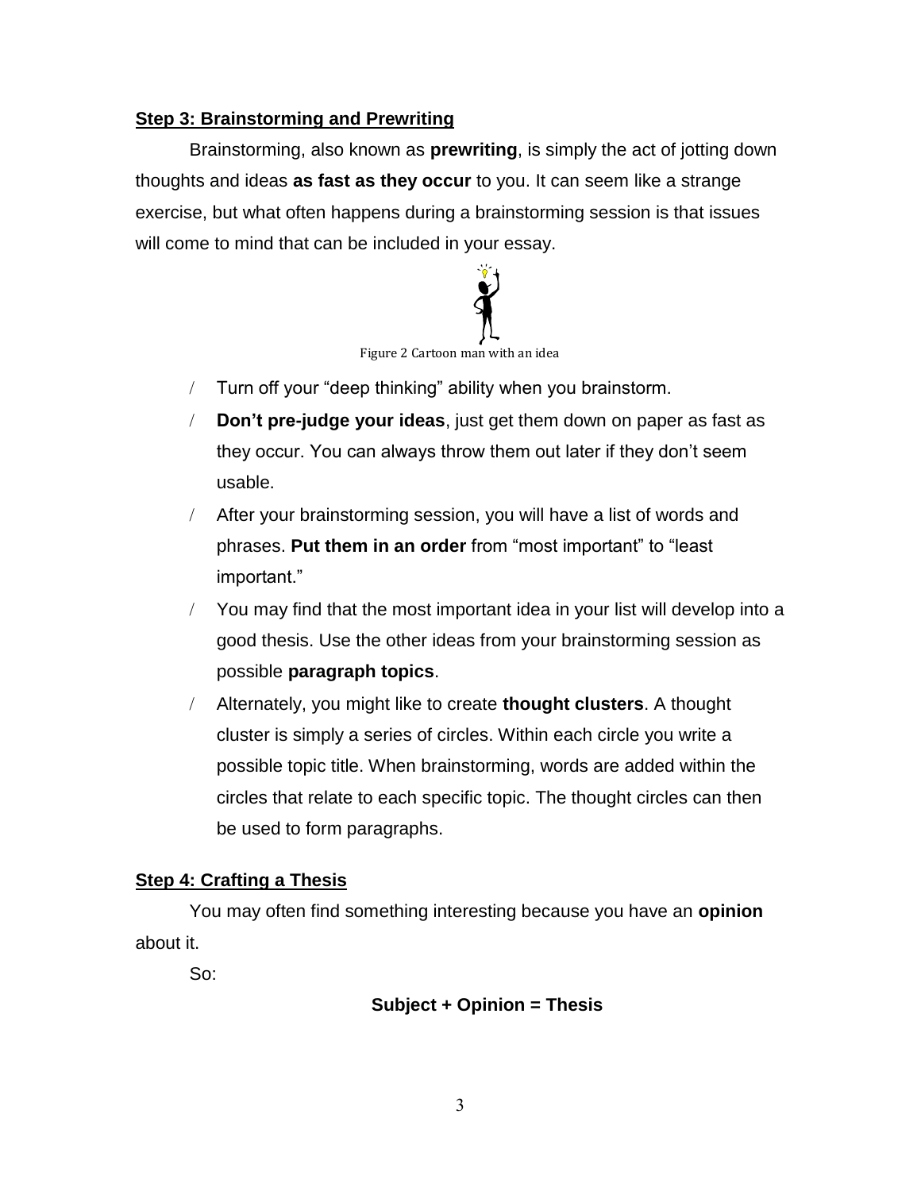## Step 3: Brainstorming and Prewriting

Brainstorming, also known as **prewriting**, is simply the act of jotting down thoughts and ideas **as fast as they occur** to you. It can seem like a strange exercise, but what often happens during a brainstorming session is that issues will come to mind that can be included in your essay.

Figure 2 Cartoon man with an idea

- Turn off your "deep thinking" ability when you brainstorm.
- **Don't pre-judge your ideas**, just get them down on paper as fast as they occur. You can always throw them out later if they don't seem usable.
- After your brainstorming session, you will have a list of words and phrases. **Put them in an order** from "most important" to "least important."
- You may find that the most important idea in your list will develop into a good thesis. Use the other ideas from your brainstorming session as possible **paragraph topics**.
- Alternately, you might like to create **thought clusters**. A thought cluster is simply a series of circles. Within each circle you write a possible topic title. When brainstorming, words are added within the circles that relate to each specific topic. The thought circles can then be used to form paragraphs.

## Step 4: Crafting a Thesis

You may often find something interesting because you have an **opinion** about it.

So:

**Subject + Opinion = Thesis**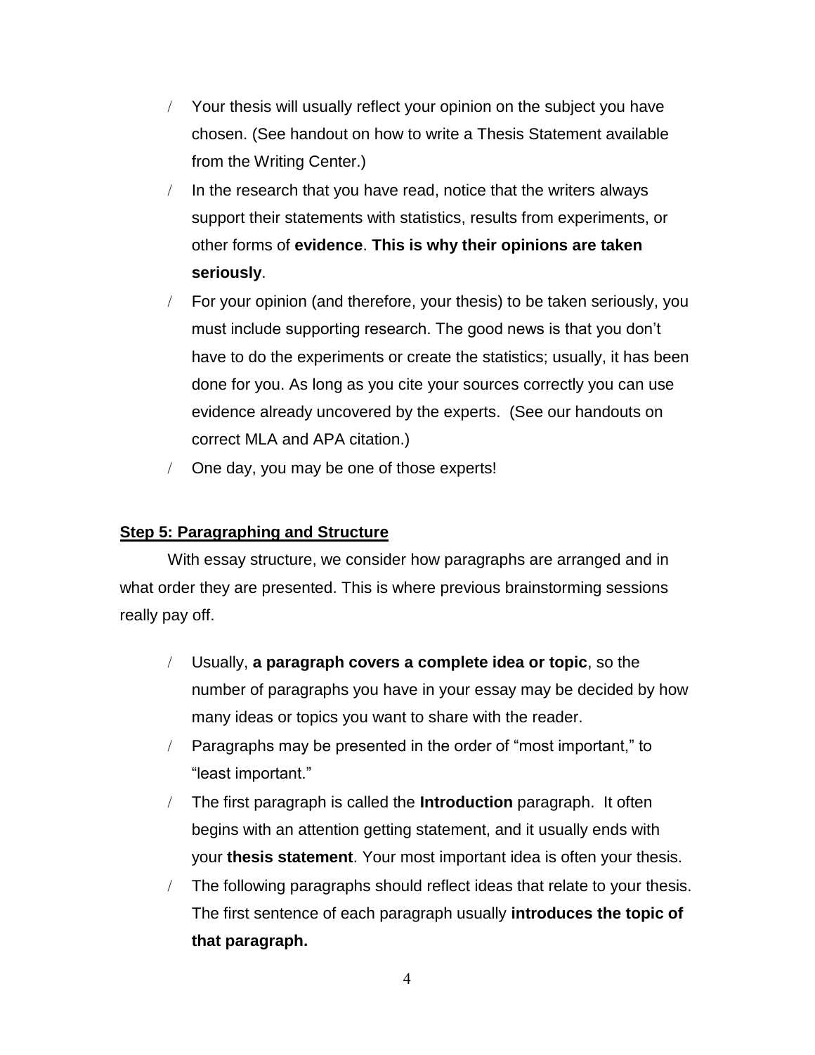- Your thesis will usually reflect your opinion on the subject you have chosen. (See handout on how to write a Thesis Statement available from the Writing Center.)
- In the research that you have read, notice that the writers always support their statements with statistics, results from experiments, or other forms of **evidence**. **This is why their opinions are taken seriously**.
- For your opinion (and therefore, your thesis) to be taken seriously, you must include supporting research. The good news is that you don't have to do the experiments or create the statistics; usually, it has been done for you. As long as you cite your sources correctly you can use evidence already uncovered by the experts. (See our handouts on correct MLA and APA citation.)
- One day, you may be one of those experts!

## Step 5: Paragraphing and Structure

With essay structure, we consider how paragraphs are arranged and in what order they are presented. This is where previous brainstorming sessions really pay off.

- Usually, **a paragraph covers a complete idea or topic**, so the number of paragraphs you have in your essay may be decided by how many ideas or topics you want to share with the reader.
- Paragraphs may be presented in the order of "most important," to "least important."
- The first paragraph is called the **Introduction** paragraph. It often begins with an attention getting statement, and it usually ends with your **thesis statement**. Your most important idea is often your thesis.
- The following paragraphs should reflect ideas that relate to your thesis. The first sentence of each paragraph usually **introduces the topic of that paragraph.**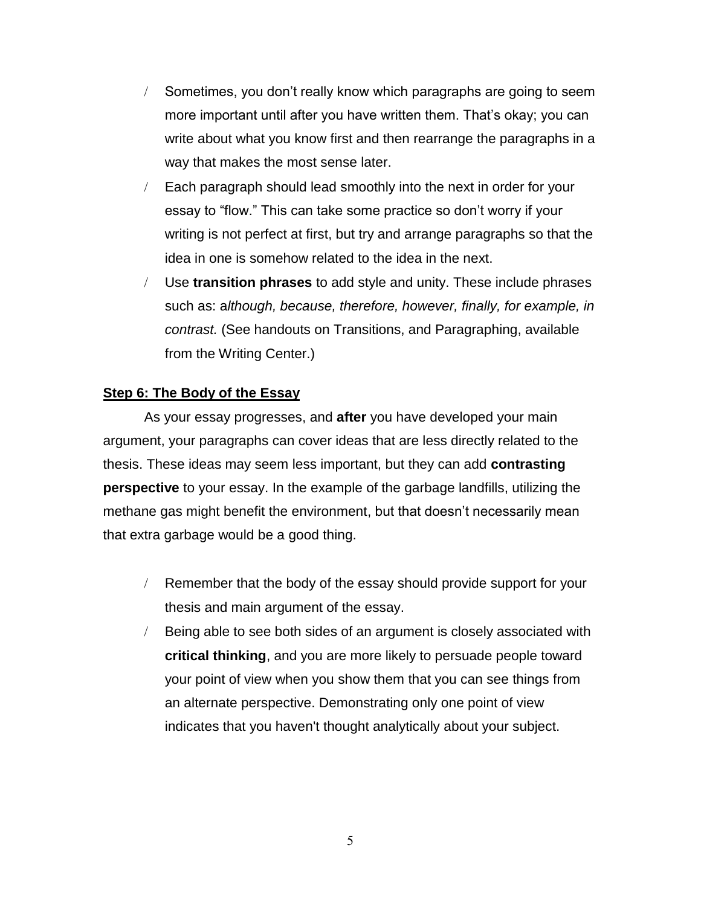- Sometimes, you don't really know which paragraphs are going to seem more important until after you have written them. That's okay; you can write about what you know first and then rearrange the paragraphs in a way that makes the most sense later.
- Each paragraph should lead smoothly into the next in order for your essay to "flow." This can take some practice so don't worry if your writing is not perfect at first, but try and arrange paragraphs so that the idea in one is somehow related to the idea in the next.
- Use **transition phrases** to add style and unity. These include phrases such as: a*lthough, because, therefore, however, finally, for example, in contrast.* (See handouts on Transitions, and Paragraphing, available from the Writing Center.)

**Step 6: The Body of the Essay**

As your essay progresses, and **after** you have developed your main argument, your paragraphs can cover ideas that are less directly related to the thesis. These ideas may seem less important, but they can add **contrasting perspective** to your essay. In the example of the garbage landfills, utilizing the methane gas might benefit the environment, but that doesn't necessarily mean that extra garbage would be a good thing.

- Remember that the body of the essay should provide support for your thesis and main argument of the essay.
- Being able to see both sides of an argument is closely associated with **critical thinking**, and you are more likely to persuade people toward your point of view when you show them that you can see things from an alternate perspective. Demonstrating only one point of view indicates that you haven't thought analytically about your subject.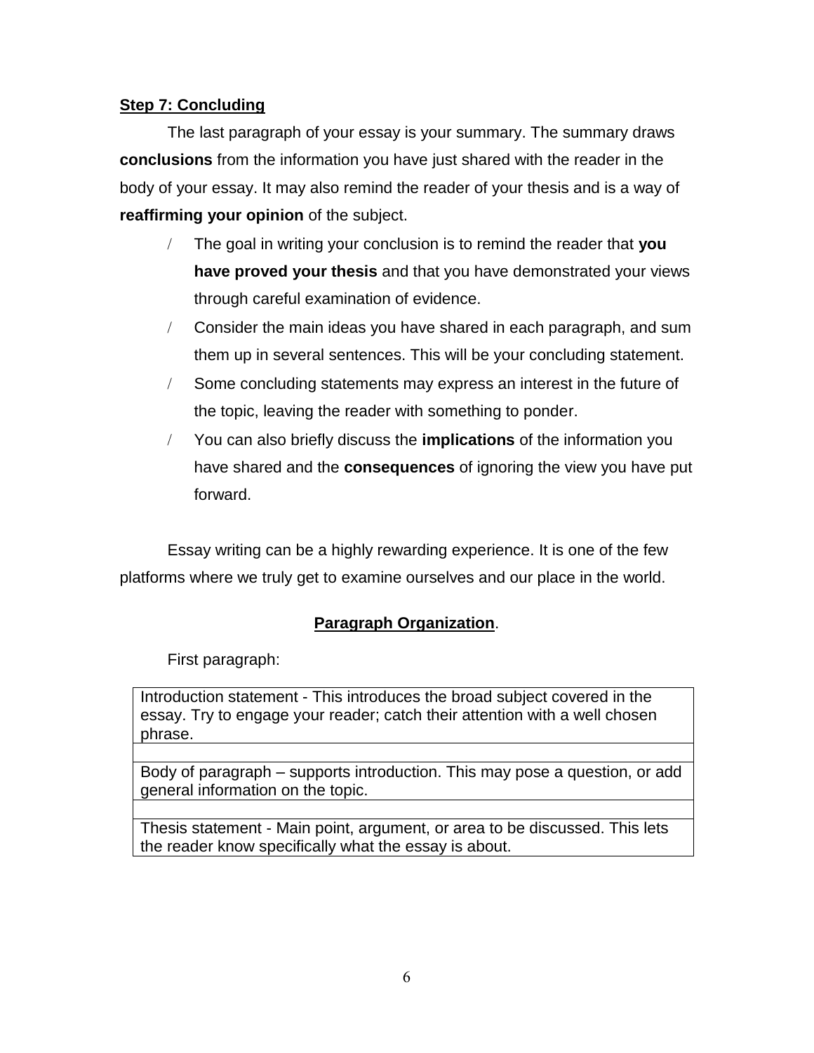**Step 7: Concluding**

The last paragraph of your essay is your summary. The summary draws **conclusions** from the information you have just shared with the reader in the body of your essay. It may also remind the reader of your thesis and is a way of **reaffirming your opinion** of the subject.

- The goal in writing your conclusion is to remind the reader that **you have proved your thesis** and that you have demonstrated your views through careful examination of evidence.
- Consider the main ideas you have shared in each paragraph, and sum them up in several sentences. This will be your concluding statement.
- Some concluding statements may express an interest in the future of the topic, leaving the reader with something to ponder.
- You can also briefly discuss the **implications** of the information you have shared and the **consequences** of ignoring the view you have put forward.

Essay writing can be a highly rewarding experience. It is one of the few platforms where we truly get to examine ourselves and our place in the world.

**Paragraph Organization**.

First paragraph:

| Introduction statement - This introduces the broad subject covered in the essay. Try to engage your reader; catch their attention with a well chosen phrase. |
|---|
| |
| Body of paragraph – supports introduction. This may pose a question, or add general information on the topic. |
| |
| Thesis statement - Main point, argument, or area to be discussed. This lets the reader know specifically what the essay is about. |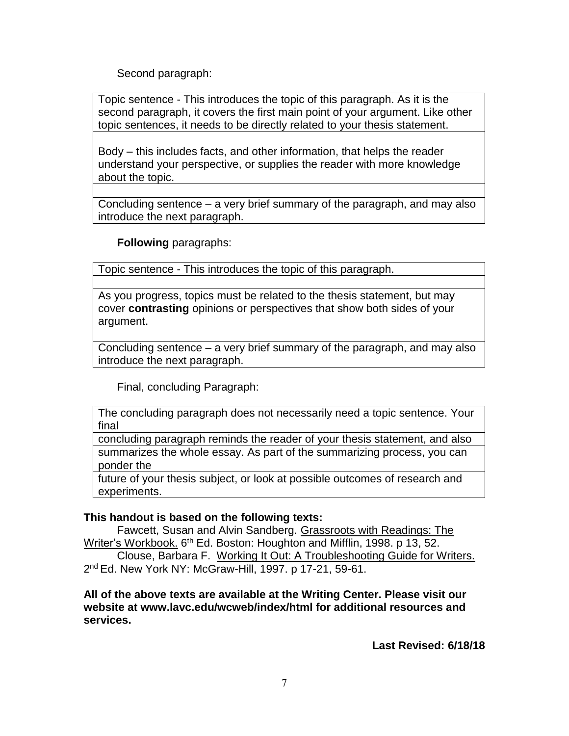Second paragraph:

| |
|---|
| Topic sentence - This introduces the topic of this paragraph. As it is the second paragraph, it covers the first main point of your argument. Like other topic sentences, it needs to be directly related to your thesis statement. |
| |
| Body – this includes facts, and other information, that helps the reader understand your perspective, or supplies the reader with more knowledge about the topic. |
| |
| Concluding sentence – a very brief summary of the paragraph, and may also introduce the next paragraph. |

**Following** paragraphs:

| |
|---|
| Topic sentence - This introduces the topic of this paragraph. |
| |
| As you progress, topics must be related to the thesis statement, but may cover **contrasting** opinions or perspectives that show both sides of your argument. |
| |
| Concluding sentence – a very brief summary of the paragraph, and may also introduce the next paragraph. |

Final, concluding Paragraph:

| |
|---|
| The concluding paragraph does not necessarily need a topic sentence. Your final |
| concluding paragraph reminds the reader of your thesis statement, and also |
| summarizes the whole essay. As part of the summarizing process, you can ponder the |
| future of your thesis subject, or look at possible outcomes of research and experiments. |

**This handout is based on the following texts:**

Fawcett, Susan and Alvin Sandberg. Grassroots with Readings: The Writer's Workbook. 6th Ed. Boston: Houghton and Mifflin, 1998. p 13, 52.

Clouse, Barbara F. Working It Out: A Troubleshooting Guide for Writers. 2nd Ed. New York NY: McGraw-Hill, 1997. p 17-21, 59-61.

**All of the above texts are available at the Writing Center. Please visit our website at www.lavc.edu/wcweb/index/html for additional resources and services.**

**Last Revised: 6/18/18**